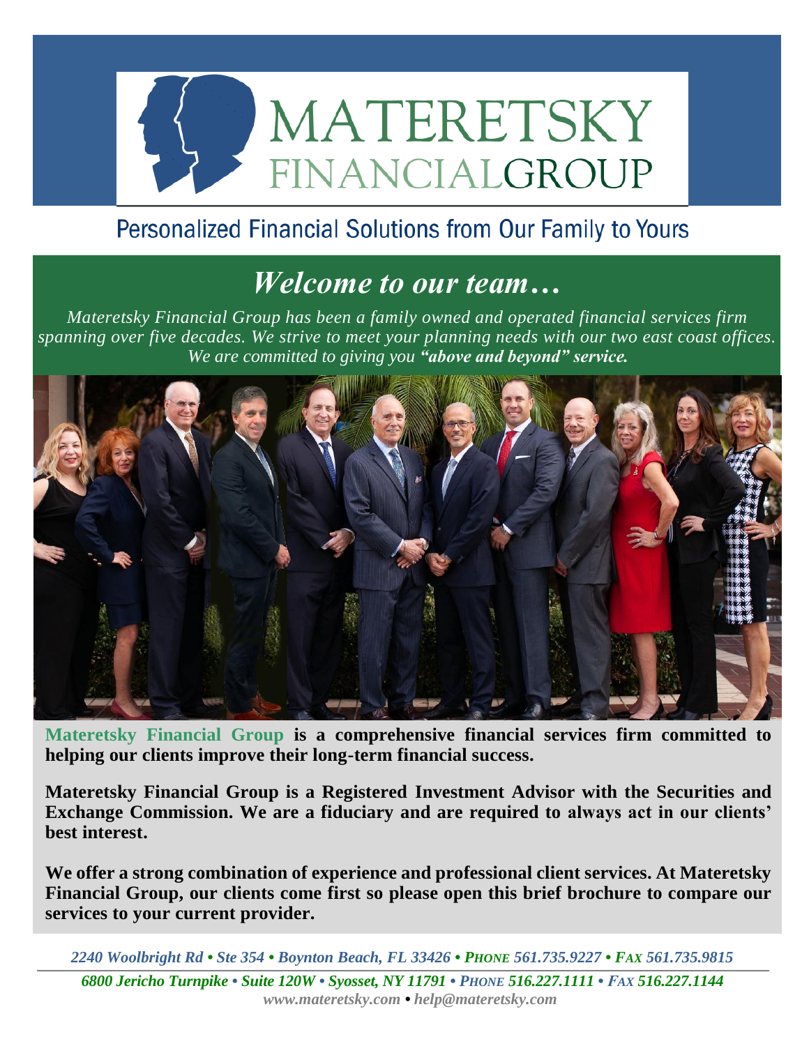# MATERETSKY FINANCIALGROUP

## Personalized Financial Solutions from Our Family to Yours

## *Welcome to our team…*

*Materetsky Financial Group has been a family owned and operated financial services firm spanning over five decades. We strive to meet your planning needs with our two east coast offices. We are committed to giving you **"above and beyond" service.***

**Materetsky Financial Group is a comprehensive financial services firm committed to helping our clients improve their long-term financial success.**

**Materetsky Financial Group is a Registered Investment Advisor with the Securities and Exchange Commission. We are a fiduciary and are required to always act in our clients' best interest.**

**We offer a strong combination of experience and professional client services. At Materetsky Financial Group, our clients come first so please open this brief brochure to compare our services to your current provider.**

***2240 Woolbright Rd • Ste 354 • Boynton Beach, FL 33426 • PHONE 561.735.9227 • FAX 561.735.9815***

***6800 Jericho Turnpike • Suite 120W • Syosset, NY 11791 • PHONE 516.227.1111 • FAX 516.227.1144***

***www.materetsky.com • help@materetsky.com***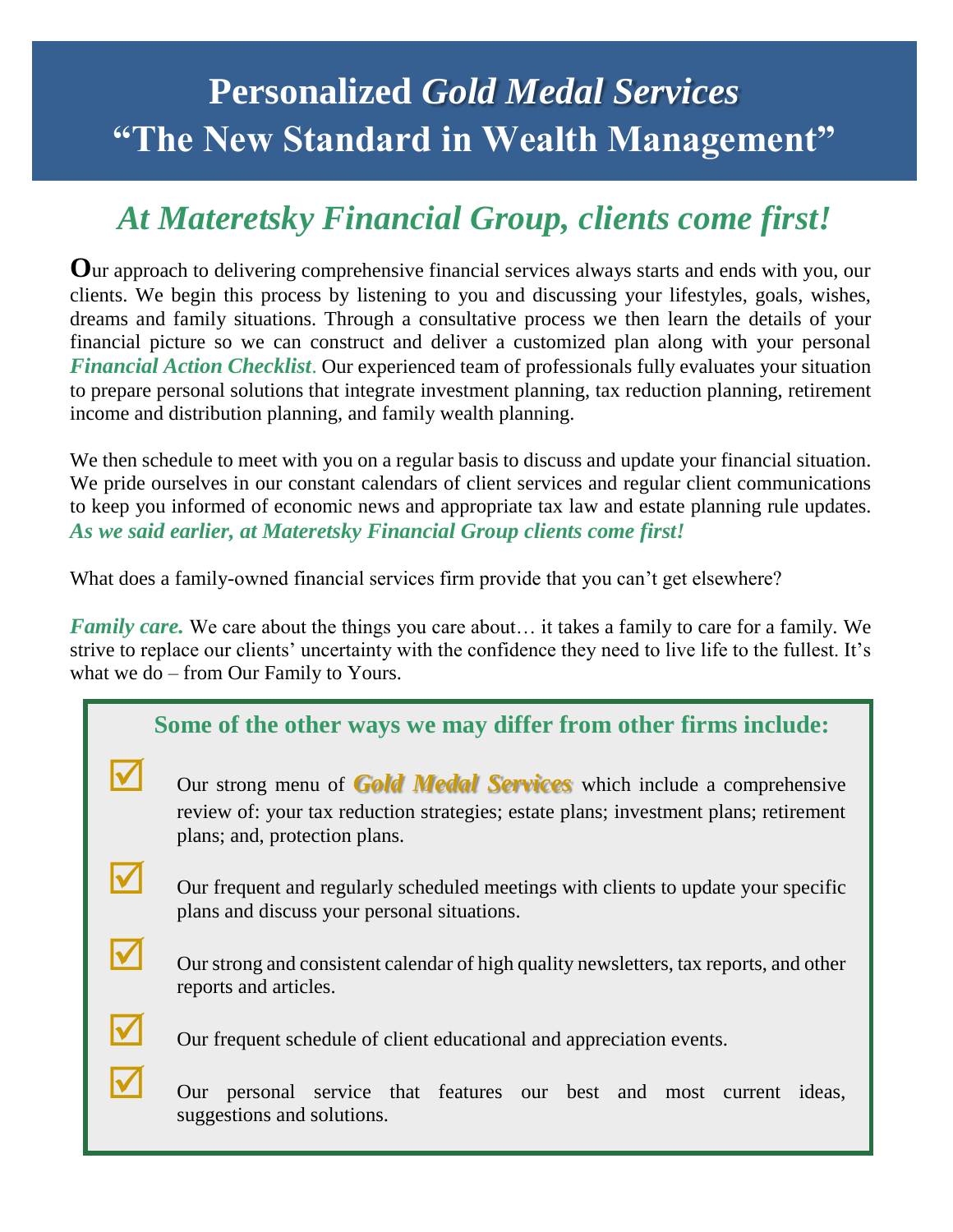# Personalized *Gold Medal Services*
# "The New Standard in Wealth Management"

## *At Materetsky Financial Group, clients come first!*

Our approach to delivering comprehensive financial services always starts and ends with you, our clients. We begin this process by listening to you and discussing your lifestyles, goals, wishes, dreams and family situations. Through a consultative process we then learn the details of your financial picture so we can construct and deliver a customized plan along with your personal ***Financial Action Checklist***. Our experienced team of professionals fully evaluates your situation to prepare personal solutions that integrate investment planning, tax reduction planning, retirement income and distribution planning, and family wealth planning.

We then schedule to meet with you on a regular basis to discuss and update your financial situation. We pride ourselves in our constant calendars of client services and regular client communications to keep you informed of economic news and appropriate tax law and estate planning rule updates. ***As we said earlier, at Materetsky Financial Group clients come first!***

What does a family-owned financial services firm provide that you can't get elsewhere?

***Family care.*** We care about the things you care about… it takes a family to care for a family. We strive to replace our clients' uncertainty with the confidence they need to live life to the fullest. It's what we do – from Our Family to Yours.

### Some of the other ways we may differ from other firms include:

- ☑ Our strong menu of ***Gold Medal Services*** which include a comprehensive review of: your tax reduction strategies; estate plans; investment plans; retirement plans; and, protection plans.
- ☑ Our frequent and regularly scheduled meetings with clients to update your specific plans and discuss your personal situations.
- ☑ Our strong and consistent calendar of high quality newsletters, tax reports, and other reports and articles.
- ☑ Our frequent schedule of client educational and appreciation events.
- ☑ Our personal service that features our best and most current ideas, suggestions and solutions.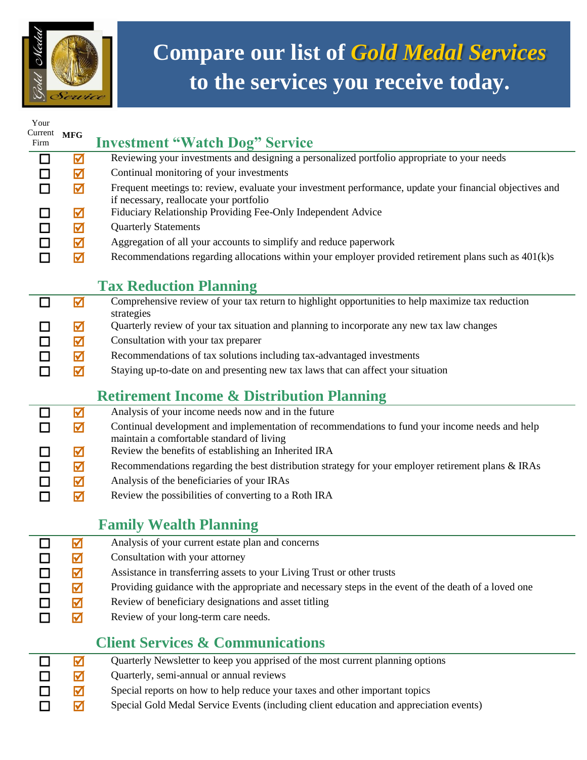# Compare our list of *Gold Medal Services* to the services you receive today.

| Your Current Firm | MFG | Investment "Watch Dog" Service |
|---|---|---|
| ☐ | ☑ | Reviewing your investments and designing a personalized portfolio appropriate to your needs |
| ☐ | ☑ | Continual monitoring of your investments |
| ☐ | ☑ | Frequent meetings to: review, evaluate your investment performance, update your financial objectives and if necessary, reallocate your portfolio |
| ☐ | ☑ | Fiduciary Relationship Providing Fee-Only Independent Advice |
| ☐ | ☑ | Quarterly Statements |
| ☐ | ☑ | Aggregation of all your accounts to simplify and reduce paperwork |
| ☐ | ☑ | Recommendations regarding allocations within your employer provided retirement plans such as 401(k)s |

## Tax Reduction Planning

| Your Current Firm | MFG | Service |
|---|---|---|
| ☐ | ☑ | Comprehensive review of your tax return to highlight opportunities to help maximize tax reduction strategies |
| ☐ | ☑ | Quarterly review of your tax situation and planning to incorporate any new tax law changes |
| ☐ | ☑ | Consultation with your tax preparer |
| ☐ | ☑ | Recommendations of tax solutions including tax-advantaged investments |
| ☐ | ☑ | Staying up-to-date on and presenting new tax laws that can affect your situation |

## Retirement Income & Distribution Planning

| Your Current Firm | MFG | Service |
|---|---|---|
| ☐ | ☑ | Analysis of your income needs now and in the future |
| ☐ | ☑ | Continual development and implementation of recommendations to fund your income needs and help maintain a comfortable standard of living |
| ☐ | ☑ | Review the benefits of establishing an Inherited IRA |
| ☐ | ☑ | Recommendations regarding the best distribution strategy for your employer retirement plans & IRAs |
| ☐ | ☑ | Analysis of the beneficiaries of your IRAs |
| ☐ | ☑ | Review the possibilities of converting to a Roth IRA |

## Family Wealth Planning

| Your Current Firm | MFG | Service |
|---|---|---|
| ☐ | ☑ | Analysis of your current estate plan and concerns |
| ☐ | ☑ | Consultation with your attorney |
| ☐ | ☑ | Assistance in transferring assets to your Living Trust or other trusts |
| ☐ | ☑ | Providing guidance with the appropriate and necessary steps in the event of the death of a loved one |
| ☐ | ☑ | Review of beneficiary designations and asset titling |
| ☐ | ☑ | Review of your long-term care needs. |

## Client Services & Communications

| Your Current Firm | MFG | Service |
|---|---|---|
| ☐ | ☑ | Quarterly Newsletter to keep you apprised of the most current planning options |
| ☐ | ☑ | Quarterly, semi-annual or annual reviews |
| ☐ | ☑ | Special reports on how to help reduce your taxes and other important topics |
| ☐ | ☑ | Special Gold Medal Service Events (including client education and appreciation events) |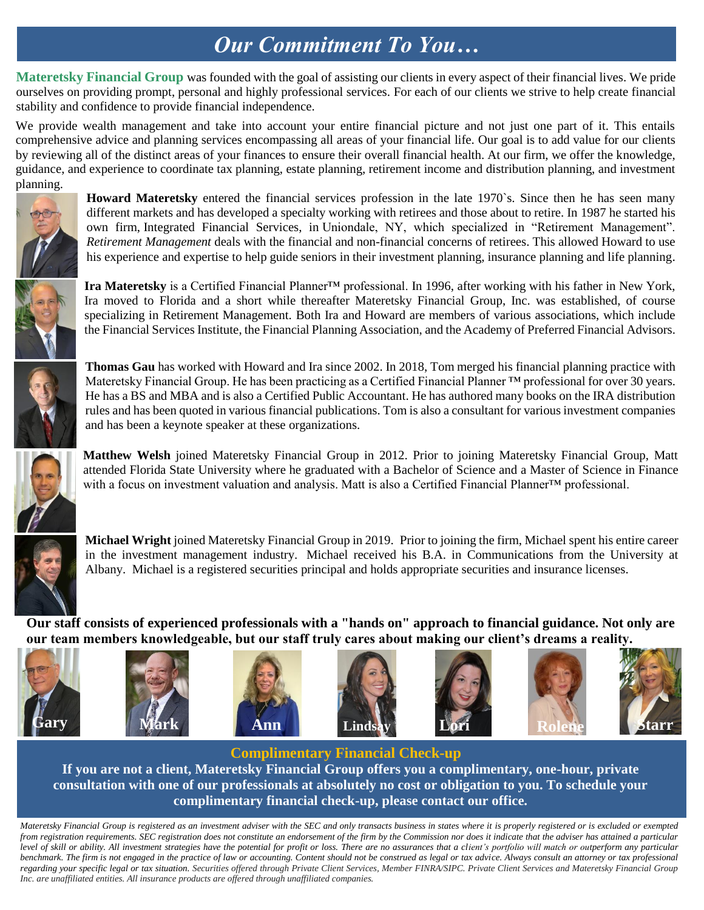# Our Commitment To You…

**Materetsky Financial Group** was founded with the goal of assisting our clients in every aspect of their financial lives. We pride ourselves on providing prompt, personal and highly professional services. For each of our clients we strive to help create financial stability and confidence to provide financial independence.

We provide wealth management and take into account your entire financial picture and not just one part of it. This entails comprehensive advice and planning services encompassing all areas of your financial life. Our goal is to add value for our clients by reviewing all of the distinct areas of your finances to ensure their overall financial health. At our firm, we offer the knowledge, guidance, and experience to coordinate tax planning, estate planning, retirement income and distribution planning, and investment planning.

**Howard Materetsky** entered the financial services profession in the late 1970`s. Since then he has seen many different markets and has developed a specialty working with retirees and those about to retire. In 1987 he started his own firm, Integrated Financial Services, in Uniondale, NY, which specialized in "Retirement Management". *Retirement Management* deals with the financial and non-financial concerns of retirees. This allowed Howard to use his experience and expertise to help guide seniors in their investment planning, insurance planning and life planning.

**Ira Materetsky** is a Certified Financial Planner™ professional. In 1996, after working with his father in New York, Ira moved to Florida and a short while thereafter Materetsky Financial Group, Inc. was established, of course specializing in Retirement Management. Both Ira and Howard are members of various associations, which include the Financial Services Institute, the Financial Planning Association, and the Academy of Preferred Financial Advisors.

**Thomas Gau** has worked with Howard and Ira since 2002. In 2018, Tom merged his financial planning practice with Materetsky Financial Group. He has been practicing as a Certified Financial Planner ™ professional for over 30 years. He has a BS and MBA and is also a Certified Public Accountant. He has authored many books on the IRA distribution rules and has been quoted in various financial publications. Tom is also a consultant for various investment companies and has been a keynote speaker at these organizations.

**Matthew Welsh** joined Materetsky Financial Group in 2012. Prior to joining Materetsky Financial Group, Matt attended Florida State University where he graduated with a Bachelor of Science and a Master of Science in Finance with a focus on investment valuation and analysis. Matt is also a Certified Financial Planner™ professional.

**Michael Wright** joined Materetsky Financial Group in 2019. Prior to joining the firm, Michael spent his entire career in the investment management industry. Michael received his B.A. in Communications from the University at Albany. Michael is a registered securities principal and holds appropriate securities and insurance licenses.

**Our staff consists of experienced professionals with a "hands on" approach to financial guidance. Not only are our team members knowledgeable, but our staff truly cares about making our client's dreams a reality.**

Gary · Mark · Ann · Lindsay · Lori · Rolene · Starr

## Complimentary Financial Check-up

**If you are not a client, Materetsky Financial Group offers you a complimentary, one-hour, private consultation with one of our professionals at absolutely no cost or obligation to you. To schedule your complimentary financial check-up, please contact our office.**

*Materetsky Financial Group is registered as an investment adviser with the SEC and only transacts business in states where it is properly registered or is excluded or exempted from registration requirements. SEC registration does not constitute an endorsement of the firm by the Commission nor does it indicate that the adviser has attained a particular level of skill or ability. All investment strategies have the potential for profit or loss. There are no assurances that a client's portfolio will match or outperform any particular benchmark. The firm is not engaged in the practice of law or accounting. Content should not be construed as legal or tax advice. Always consult an attorney or tax professional regarding your specific legal or tax situation. Securities offered through Private Client Services, Member FINRA/SIPC. Private Client Services and Materetsky Financial Group Inc. are unaffiliated entities. All insurance products are offered through unaffiliated companies.*